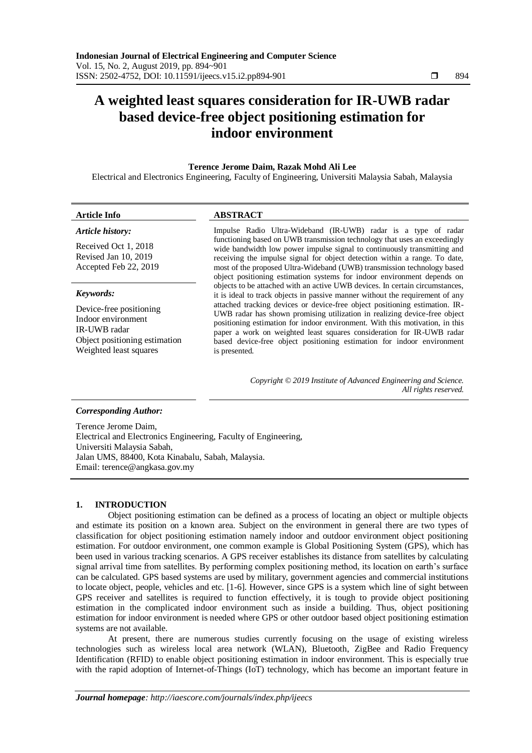# A weighted least squares consideration for IR-UWB radar based device-free object positioning estimation for indoor environment

**Terence Jerome Daim, Razak Mohd Ali Lee**

Electrical and Electronics Engineering, Faculty of Engineering, Universiti Malaysia Sabah, Malaysia

| **Article Info** | **ABSTRACT** |
|---|---|
| ***Article history:*** Received Oct 1, 2018 Revised Jan 10, 2019 Accepted Feb 22, 2019 | Impulse Radio Ultra-Wideband (IR-UWB) radar is a type of radar functioning based on UWB transmission technology that uses an exceedingly wide bandwidth low power impulse signal to continuously transmitting and receiving the impulse signal for object detection within a range. To date, most of the proposed Ultra-Wideband (UWB) transmission technology based object positioning estimation systems for indoor environment depends on objects to be attached with an active UWB devices. In certain circumstances, it is ideal to track objects in passive manner without the requirement of any attached tracking devices or device-free object positioning estimation. IR-UWB radar has shown promising utilization in realizing device-free object positioning estimation for indoor environment. With this motivation, in this paper a work on weighted least squares consideration for IR-UWB radar based device-free object positioning estimation for indoor environment is presented. |
| ***Keywords:*** Device-free positioning Indoor environment IR-UWB radar Object positioning estimation Weighted least squares | |

*Copyright © 2019 Institute of Advanced Engineering and Science. All rights reserved.*

***Corresponding Author:***

Terence Jerome Daim,
Electrical and Electronics Engineering, Faculty of Engineering,
Universiti Malaysia Sabah,
Jalan UMS, 88400, Kota Kinabalu, Sabah, Malaysia.
Email: terence@angkasa.gov.my

## 1. INTRODUCTION

Object positioning estimation can be defined as a process of locating an object or multiple objects and estimate its position on a known area. Subject on the environment in general there are two types of classification for object positioning estimation namely indoor and outdoor environment object positioning estimation. For outdoor environment, one common example is Global Positioning System (GPS), which has been used in various tracking scenarios. A GPS receiver establishes its distance from satellites by calculating signal arrival time from satellites. By performing complex positioning method, its location on earth's surface can be calculated. GPS based systems are used by military, government agencies and commercial institutions to locate object, people, vehicles and etc. [1-6]. However, since GPS is a system which line of sight between GPS receiver and satellites is required to function effectively, it is tough to provide object positioning estimation in the complicated indoor environment such as inside a building. Thus, object positioning estimation for indoor environment is needed where GPS or other outdoor based object positioning estimation systems are not available.

At present, there are numerous studies currently focusing on the usage of existing wireless technologies such as wireless local area network (WLAN), Bluetooth, ZigBee and Radio Frequency Identification (RFID) to enable object positioning estimation in indoor environment. This is especially true with the rapid adoption of Internet-of-Things (IoT) technology, which has become an important feature in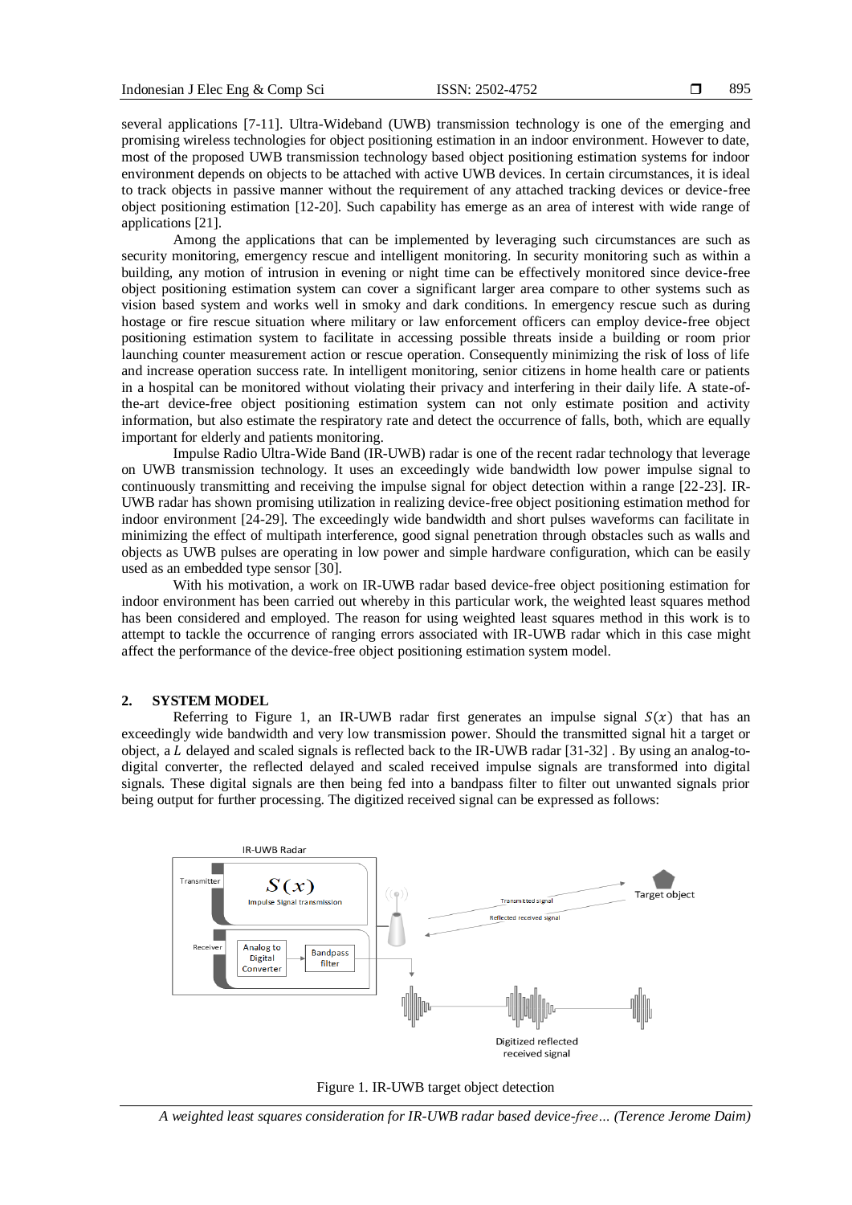several applications [7-11]. Ultra-Wideband (UWB) transmission technology is one of the emerging and promising wireless technologies for object positioning estimation in an indoor environment. However to date, most of the proposed UWB transmission technology based object positioning estimation systems for indoor environment depends on objects to be attached with active UWB devices. In certain circumstances, it is ideal to track objects in passive manner without the requirement of any attached tracking devices or device-free object positioning estimation [12-20]. Such capability has emerge as an area of interest with wide range of applications [21].

Among the applications that can be implemented by leveraging such circumstances are such as security monitoring, emergency rescue and intelligent monitoring. In security monitoring such as within a building, any motion of intrusion in evening or night time can be effectively monitored since device-free object positioning estimation system can cover a significant larger area compare to other systems such as vision based system and works well in smoky and dark conditions. In emergency rescue such as during hostage or fire rescue situation where military or law enforcement officers can employ device-free object positioning estimation system to facilitate in accessing possible threats inside a building or room prior launching counter measurement action or rescue operation. Consequently minimizing the risk of loss of life and increase operation success rate. In intelligent monitoring, senior citizens in home health care or patients in a hospital can be monitored without violating their privacy and interfering in their daily life. A state-of-the-art device-free object positioning estimation system can not only estimate position and activity information, but also estimate the respiratory rate and detect the occurrence of falls, both, which are equally important for elderly and patients monitoring.

Impulse Radio Ultra-Wide Band (IR-UWB) radar is one of the recent radar technology that leverage on UWB transmission technology. It uses an exceedingly wide bandwidth low power impulse signal to continuously transmitting and receiving the impulse signal for object detection within a range [22-23]. IR-UWB radar has shown promising utilization in realizing device-free object positioning estimation method for indoor environment [24-29]. The exceedingly wide bandwidth and short pulses waveforms can facilitate in minimizing the effect of multipath interference, good signal penetration through obstacles such as walls and objects as UWB pulses are operating in low power and simple hardware configuration, which can be easily used as an embedded type sensor [30].

With his motivation, a work on IR-UWB radar based device-free object positioning estimation for indoor environment has been carried out whereby in this particular work, the weighted least squares method has been considered and employed. The reason for using weighted least squares method in this work is to attempt to tackle the occurrence of ranging errors associated with IR-UWB radar which in this case might affect the performance of the device-free object positioning estimation system model.

## 2. SYSTEM MODEL

Referring to Figure 1, an IR-UWB radar first generates an impulse signal $S(x)$ that has an exceedingly wide bandwidth and very low transmission power. Should the transmitted signal hit a target or object, a $L$ delayed and scaled signals is reflected back to the IR-UWB radar [31-32] . By using an analog-to-digital converter, the reflected delayed and scaled received impulse signals are transformed into digital signals. These digital signals are then being fed into a bandpass filter to filter out unwanted signals prior being output for further processing. The digitized received signal can be expressed as follows:

Figure 1. IR-UWB target object detection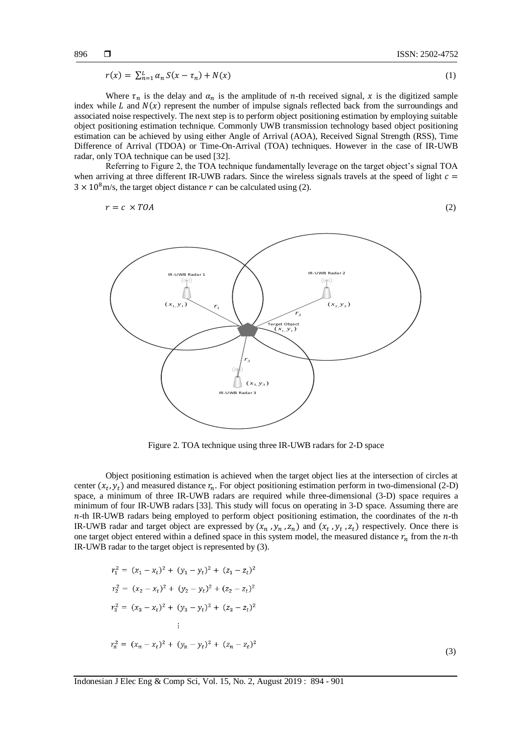$$r(x) = \sum_{n=1}^{L} \alpha_n S(x - \tau_n) + N(x) \tag{1}$$

Where $\tau_n$ is the delay and $\alpha_n$ is the amplitude of $n$-th received signal, $x$ is the digitized sample index while $L$ and $N(x)$ represent the number of impulse signals reflected back from the surroundings and associated noise respectively. The next step is to perform object positioning estimation by employing suitable object positioning estimation technique. Commonly UWB transmission technology based object positioning estimation can be achieved by using either Angle of Arrival (AOA), Received Signal Strength (RSS), Time Difference of Arrival (TDOA) or Time-On-Arrival (TOA) techniques. However in the case of IR-UWB radar, only TOA technique can be used [32].

Referring to Figure 2, the TOA technique fundamentally leverage on the target object's signal TOA when arriving at three different IR-UWB radars. Since the wireless signals travels at the speed of light $c = 3 \times 10^8$ m/s, the target object distance $r$ can be calculated using (2).

$$r = c \times TOA \tag{2}$$

Figure 2. TOA technique using three IR-UWB radars for 2-D space

Object positioning estimation is achieved when the target object lies at the intersection of circles at center $(x_t, y_t)$ and measured distance $r_n$. For object positioning estimation perform in two-dimensional (2-D) space, a minimum of three IR-UWB radars are required while three-dimensional (3-D) space requires a minimum of four IR-UWB radars [33]. This study will focus on operating in 3-D space. Assuming there are $n$-th IR-UWB radars being employed to perform object positioning estimation, the coordinates of the $n$-th IR-UWB radar and target object are expressed by $(x_n, y_n, z_n)$ and $(x_t, y_t, z_t)$ respectively. Once there is one target object entered within a defined space in this system model, the measured distance $r_n$ from the $n$-th IR-UWB radar to the target object is represented by (3).

$$\begin{aligned}
r_1^2 &= (x_1 - x_t)^2 + (y_1 - y_t)^2 + (z_1 - z_t)^2 \\
r_2^2 &= (x_2 - x_t)^2 + (y_2 - y_t)^2 + (z_2 - z_t)^2 \\
r_3^2 &= (x_3 - x_t)^2 + (y_3 - y_t)^2 + (z_3 - z_t)^2 \\
&\vdots \\
r_n^2 &= (x_n - x_t)^2 + (y_n - y_t)^2 + (z_n - z_t)^2
\end{aligned} \tag{3}$$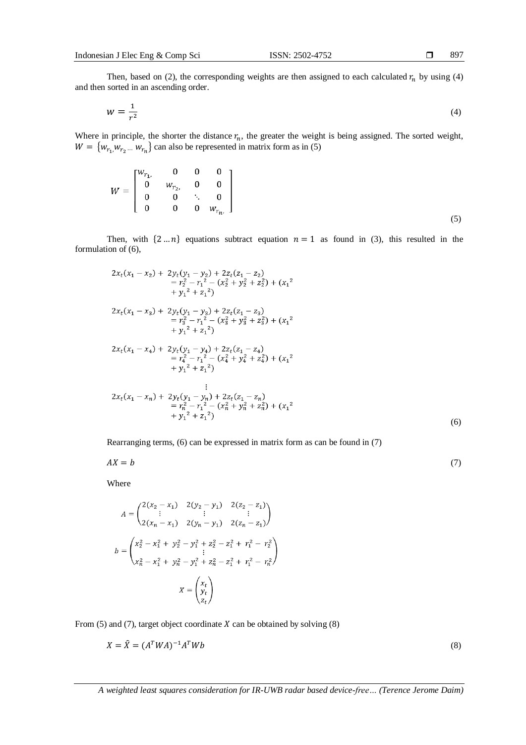Then, based on (2), the corresponding weights are then assigned to each calculated $r_n$ by using (4) and then sorted in an ascending order.

$$w = \frac{1}{r^2} \tag{4}$$

Where in principle, the shorter the distance $r_n$, the greater the weight is being assigned. The sorted weight, $W = \{w_{r_1,} w_{r_2 \dots} w_{r_n}\}$ can also be represented in matrix form as in (5)

$$W = \begin{bmatrix} w_{r_1,} & 0 & 0 & 0 \\ 0 & w_{r_2,} & 0 & 0 \\ 0 & 0 & \ddots & 0 \\ 0 & 0 & 0 & w_{r_n,} \end{bmatrix} \tag{5}$$

Then, with $\{2 \dots n\}$ equations subtract equation $n = 1$ as found in (3), this resulted in the formulation of (6),

$$\begin{aligned}
2x_t(x_1 - x_2) + 2y_t(y_1 - y_2) + 2z_t(z_1 - z_2) &= r_2^2 - {r_1}^2 - (x_2^2 + y_2^2 + z_2^2) + ({x_1}^2 + {y_1}^2 + {z_1}^2) \\
2x_t(x_1 - x_3) + 2y_t(y_1 - y_3) + 2z_t(z_1 - z_3) &= r_3^2 - {r_1}^2 - (x_3^2 + y_3^2 + z_3^2) + ({x_1}^2 + {y_1}^2 + {z_1}^2) \\
2x_t(x_1 - x_4) + 2y_t(y_1 - y_4) + 2z_t(z_1 - z_4) &= r_4^2 - {r_1}^2 - (x_4^2 + y_4^2 + z_4^2) + ({x_1}^2 + {y_1}^2 + {z_1}^2) \\
&\vdots \\
2x_t(x_1 - x_n) + 2y_t(y_1 - y_n) + 2z_t(z_1 - z_n) &= r_n^2 - {r_1}^2 - (x_n^2 + y_n^2 + z_n^2) + ({x_1}^2 + {y_1}^2 + {z_1}^2)
\end{aligned} \tag{6}$$

Rearranging terms, (6) can be expressed in matrix form as can be found in (7)

$$AX = b \tag{7}$$

Where

$$A = \begin{pmatrix} 2(x_2 - x_1) & 2(y_2 - y_1) & 2(z_2 - z_1) \\ \vdots & \vdots & \vdots \\ 2(x_n - x_1) & 2(y_n - y_1) & 2(z_n - z_1) \end{pmatrix}$$

$$b = \begin{pmatrix} x_2^2 - x_1^2 + y_2^2 - y_1^2 + z_2^2 - z_1^2 + r_1^2 - r_2^2 \\ \vdots \\ x_n^2 - x_1^2 + y_n^2 - y_1^2 + z_n^2 - z_1^2 + r_1^2 - r_n^2 \end{pmatrix}$$

$$X = \begin{pmatrix} x_t \\ y_t \\ z_t \end{pmatrix}$$

From (5) and (7), target object coordinate $X$ can be obtained by solving (8)

$$X = \hat{X} = (A^T W A)^{-1} A^T W b \tag{8}$$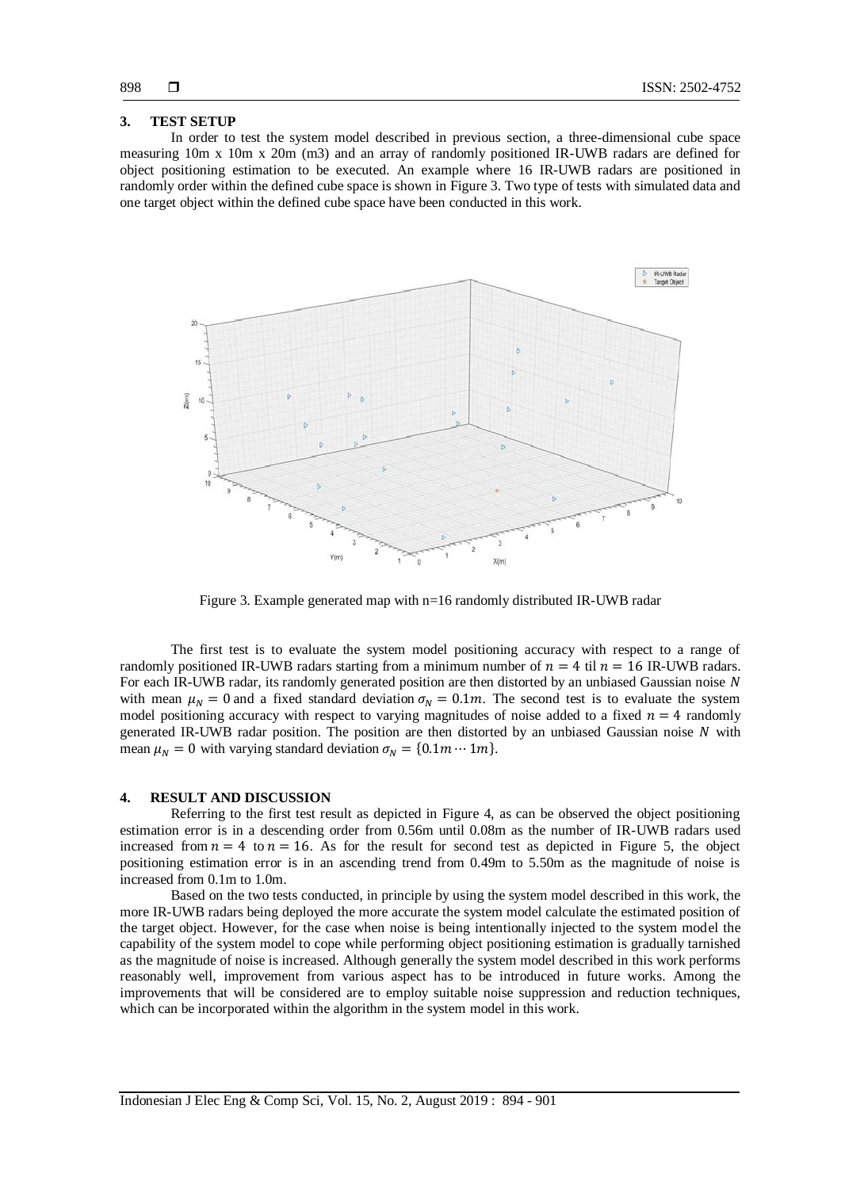## 3. TEST SETUP

In order to test the system model described in previous section, a three-dimensional cube space measuring 10m x 10m x 20m (m3) and an array of randomly positioned IR-UWB radars are defined for object positioning estimation to be executed. An example where 16 IR-UWB radars are positioned in randomly order within the defined cube space is shown in Figure 3. Two type of tests with simulated data and one target object within the defined cube space have been conducted in this work.

Figure 3. Example generated map with n=16 randomly distributed IR-UWB radar

The first test is to evaluate the system model positioning accuracy with respect to a range of randomly positioned IR-UWB radars starting from a minimum number of $n = 4$ til $n = 16$ IR-UWB radars. For each IR-UWB radar, its randomly generated position are then distorted by an unbiased Gaussian noise $N$ with mean $\mu_N = 0$ and a fixed standard deviation $\sigma_N = 0.1m$. The second test is to evaluate the system model positioning accuracy with respect to varying magnitudes of noise added to a fixed $n = 4$ randomly generated IR-UWB radar position. The position are then distorted by an unbiased Gaussian noise $N$ with mean $\mu_N = 0$ with varying standard deviation $\sigma_N = \{0.1m \cdots 1m\}$.

## 4. RESULT AND DISCUSSION

Referring to the first test result as depicted in Figure 4, as can be observed the object positioning estimation error is in a descending order from 0.56m until 0.08m as the number of IR-UWB radars used increased from $n = 4$ to $n = 16$. As for the result for second test as depicted in Figure 5, the object positioning estimation error is in an ascending trend from 0.49m to 5.50m as the magnitude of noise is increased from 0.1m to 1.0m.

Based on the two tests conducted, in principle by using the system model described in this work, the more IR-UWB radars being deployed the more accurate the system model calculate the estimated position of the target object. However, for the case when noise is being intentionally injected to the system model the capability of the system model to cope while performing object positioning estimation is gradually tarnished as the magnitude of noise is increased. Although generally the system model described in this work performs reasonably well, improvement from various aspect has to be introduced in future works. Among the improvements that will be considered are to employ suitable noise suppression and reduction techniques, which can be incorporated within the algorithm in the system model in this work.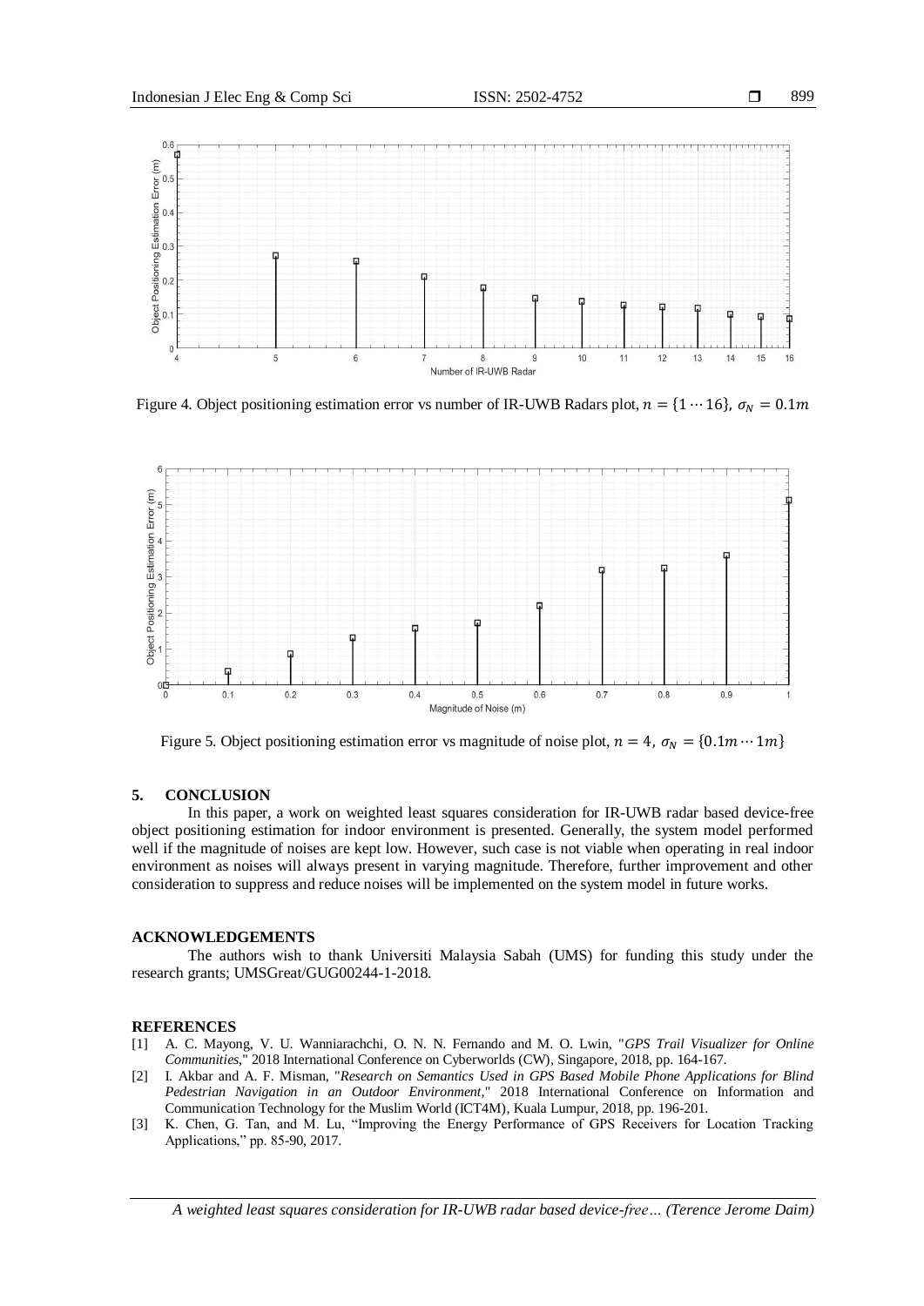Figure 4. Object positioning estimation error vs number of IR-UWB Radars plot, $n = \{1 \cdots 16\}$, $\sigma_N = 0.1m$

Figure 5. Object positioning estimation error vs magnitude of noise plot, $n = 4$, $\sigma_N = \{0.1m \cdots 1m\}$

## 5. CONCLUSION

In this paper, a work on weighted least squares consideration for IR-UWB radar based device-free object positioning estimation for indoor environment is presented. Generally, the system model performed well if the magnitude of noises are kept low. However, such case is not viable when operating in real indoor environment as noises will always present in varying magnitude. Therefore, further improvement and other consideration to suppress and reduce noises will be implemented on the system model in future works.

## ACKNOWLEDGEMENTS

The authors wish to thank Universiti Malaysia Sabah (UMS) for funding this study under the research grants; UMSGreat/GUG00244-1-2018.

## REFERENCES

[1] A. C. Mayong, V. U. Wanniarachchi, O. N. N. Fernando and M. O. Lwin, "*GPS Trail Visualizer for Online Communities*," 2018 International Conference on Cyberworlds (CW), Singapore, 2018, pp. 164-167.

[2] I. Akbar and A. F. Misman, "*Research on Semantics Used in GPS Based Mobile Phone Applications for Blind Pedestrian Navigation in an Outdoor Environment*," 2018 International Conference on Information and Communication Technology for the Muslim World (ICT4M), Kuala Lumpur, 2018, pp. 196-201.

[3] K. Chen, G. Tan, and M. Lu, "Improving the Energy Performance of GPS Receivers for Location Tracking Applications," pp. 85-90, 2017.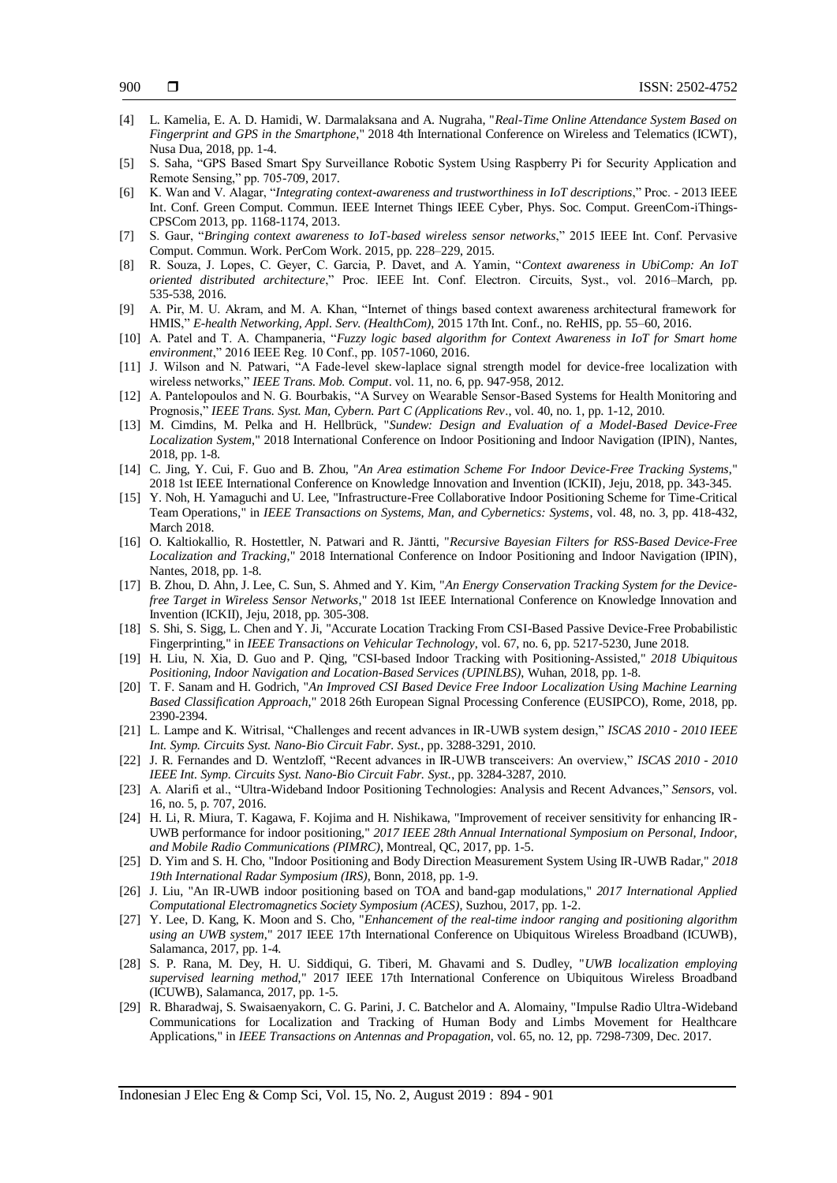[4] L. Kamelia, E. A. D. Hamidi, W. Darmalaksana and A. Nugraha, "*Real-Time Online Attendance System Based on Fingerprint and GPS in the Smartphone*," 2018 4th International Conference on Wireless and Telematics (ICWT), Nusa Dua, 2018, pp. 1-4.

[5] S. Saha, "GPS Based Smart Spy Surveillance Robotic System Using Raspberry Pi for Security Application and Remote Sensing," pp. 705-709, 2017.

[6] K. Wan and V. Alagar, "*Integrating context-awareness and trustworthiness in IoT descriptions*," Proc. - 2013 IEEE Int. Conf. Green Comput. Commun. IEEE Internet Things IEEE Cyber, Phys. Soc. Comput. GreenCom-iThings-CPSCom 2013, pp. 1168-1174, 2013.

[7] S. Gaur, "*Bringing context awareness to IoT-based wireless sensor networks*," 2015 IEEE Int. Conf. Pervasive Comput. Commun. Work. PerCom Work. 2015, pp. 228–229, 2015.

[8] R. Souza, J. Lopes, C. Geyer, C. Garcia, P. Davet, and A. Yamin, "*Context awareness in UbiComp: An IoT oriented distributed architecture*," Proc. IEEE Int. Conf. Electron. Circuits, Syst., vol. 2016–March, pp. 535-538, 2016.

[9] A. Pir, M. U. Akram, and M. A. Khan, "Internet of things based context awareness architectural framework for HMIS," *E-health Networking, Appl. Serv. (HealthCom)*, 2015 17th Int. Conf., no. ReHIS, pp. 55–60, 2016.

[10] A. Patel and T. A. Champaneria, "*Fuzzy logic based algorithm for Context Awareness in IoT for Smart home environment*," 2016 IEEE Reg. 10 Conf., pp. 1057-1060, 2016.

[11] J. Wilson and N. Patwari, "A Fade-level skew-laplace signal strength model for device-free localization with wireless networks," *IEEE Trans. Mob. Comput*. vol. 11, no. 6, pp. 947-958, 2012.

[12] A. Pantelopoulos and N. G. Bourbakis, "A Survey on Wearable Sensor-Based Systems for Health Monitoring and Prognosis," *IEEE Trans. Syst. Man, Cybern. Part C (Applications Rev*., vol. 40, no. 1, pp. 1-12, 2010.

[13] M. Cimdins, M. Pelka and H. Hellbrück, "*Sundew: Design and Evaluation of a Model-Based Device-Free Localization System*," 2018 International Conference on Indoor Positioning and Indoor Navigation (IPIN), Nantes, 2018, pp. 1-8.

[14] C. Jing, Y. Cui, F. Guo and B. Zhou, "*An Area estimation Scheme For Indoor Device-Free Tracking Systems*," 2018 1st IEEE International Conference on Knowledge Innovation and Invention (ICKII), Jeju, 2018, pp. 343-345.

[15] Y. Noh, H. Yamaguchi and U. Lee, "Infrastructure-Free Collaborative Indoor Positioning Scheme for Time-Critical Team Operations," in *IEEE Transactions on Systems, Man, and Cybernetics: Systems*, vol. 48, no. 3, pp. 418-432, March 2018.

[16] O. Kaltiokallio, R. Hostettler, N. Patwari and R. Jäntti, "*Recursive Bayesian Filters for RSS-Based Device-Free Localization and Tracking*," 2018 International Conference on Indoor Positioning and Indoor Navigation (IPIN), Nantes, 2018, pp. 1-8.

[17] B. Zhou, D. Ahn, J. Lee, C. Sun, S. Ahmed and Y. Kim, "*An Energy Conservation Tracking System for the Device-free Target in Wireless Sensor Networks*," 2018 1st IEEE International Conference on Knowledge Innovation and Invention (ICKII), Jeju, 2018, pp. 305-308.

[18] S. Shi, S. Sigg, L. Chen and Y. Ji, "Accurate Location Tracking From CSI-Based Passive Device-Free Probabilistic Fingerprinting," in *IEEE Transactions on Vehicular Technology*, vol. 67, no. 6, pp. 5217-5230, June 2018.

[19] H. Liu, N. Xia, D. Guo and P. Qing, "CSI-based Indoor Tracking with Positioning-Assisted," *2018 Ubiquitous Positioning, Indoor Navigation and Location-Based Services (UPINLBS)*, Wuhan, 2018, pp. 1-8.

[20] T. F. Sanam and H. Godrich, "*An Improved CSI Based Device Free Indoor Localization Using Machine Learning Based Classification Approach*," 2018 26th European Signal Processing Conference (EUSIPCO), Rome, 2018, pp. 2390-2394.

[21] L. Lampe and K. Witrisal, "Challenges and recent advances in IR-UWB system design," *ISCAS 2010 - 2010 IEEE Int. Symp. Circuits Syst. Nano-Bio Circuit Fabr. Syst.*, pp. 3288-3291, 2010.

[22] J. R. Fernandes and D. Wentzloff, "Recent advances in IR-UWB transceivers: An overview," *ISCAS 2010 - 2010 IEEE Int. Symp. Circuits Syst. Nano-Bio Circuit Fabr. Syst.*, pp. 3284-3287, 2010.

[23] A. Alarifi et al., "Ultra-Wideband Indoor Positioning Technologies: Analysis and Recent Advances," *Sensors*, vol. 16, no. 5, p. 707, 2016.

[24] H. Li, R. Miura, T. Kagawa, F. Kojima and H. Nishikawa, "Improvement of receiver sensitivity for enhancing IR-UWB performance for indoor positioning," *2017 IEEE 28th Annual International Symposium on Personal, Indoor, and Mobile Radio Communications (PIMRC)*, Montreal, QC, 2017, pp. 1-5.

[25] D. Yim and S. H. Cho, "Indoor Positioning and Body Direction Measurement System Using IR-UWB Radar," *2018 19th International Radar Symposium (IRS)*, Bonn, 2018, pp. 1-9.

[26] J. Liu, "An IR-UWB indoor positioning based on TOA and band-gap modulations," *2017 International Applied Computational Electromagnetics Society Symposium (ACES)*, Suzhou, 2017, pp. 1-2.

[27] Y. Lee, D. Kang, K. Moon and S. Cho, "*Enhancement of the real-time indoor ranging and positioning algorithm using an UWB system*," 2017 IEEE 17th International Conference on Ubiquitous Wireless Broadband (ICUWB), Salamanca, 2017, pp. 1-4.

[28] S. P. Rana, M. Dey, H. U. Siddiqui, G. Tiberi, M. Ghavami and S. Dudley, "*UWB localization employing supervised learning method*," 2017 IEEE 17th International Conference on Ubiquitous Wireless Broadband (ICUWB), Salamanca, 2017, pp. 1-5.

[29] R. Bharadwaj, S. Swaisaenyakorn, C. G. Parini, J. C. Batchelor and A. Alomainy, "Impulse Radio Ultra-Wideband Communications for Localization and Tracking of Human Body and Limbs Movement for Healthcare Applications," in *IEEE Transactions on Antennas and Propagation*, vol. 65, no. 12, pp. 7298-7309, Dec. 2017.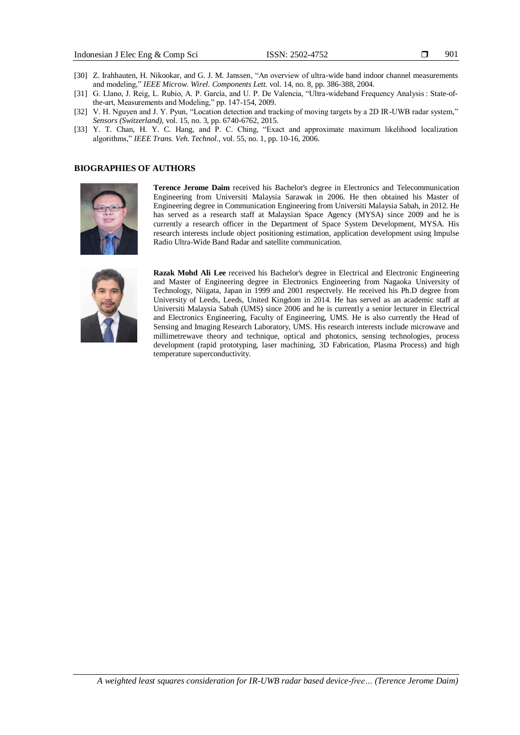[30] Z. Irahhauten, H. Nikookar, and G. J. M. Janssen, "An overview of ultra-wide band indoor channel measurements and modeling," *IEEE Microw. Wirel. Components Lett.* vol. 14, no. 8, pp. 386-388, 2004.

[31] G. Llano, J. Reig, L. Rubio, A. P. García, and U. P. De Valencia, "Ultra-wideband Frequency Analysis : State-of-the-art, Measurements and Modeling," pp. 147-154, 2009.

[32] V. H. Nguyen and J. Y. Pyun, "Location detection and tracking of moving targets by a 2D IR-UWB radar system," *Sensors (Switzerland)*, vol. 15, no. 3, pp. 6740-6762, 2015.

[33] Y. T. Chan, H. Y. C. Hang, and P. C. Ching, "Exact and approximate maximum likelihood localization algorithms," *IEEE Trans. Veh. Technol.*, vol. 55, no. 1, pp. 10-16, 2006.

## BIOGRAPHIES OF AUTHORS

**Terence Jerome Daim** received his Bachelor's degree in Electronics and Telecommunication Engineering from Universiti Malaysia Sarawak in 2006. He then obtained his Master of Engineering degree in Communication Engineering from Universiti Malaysia Sabah, in 2012. He has served as a research staff at Malaysian Space Agency (MYSA) since 2009 and he is currently a research officer in the Department of Space System Development, MYSA. His research interests include object positioning estimation, application development using Impulse Radio Ultra-Wide Band Radar and satellite communication.

**Razak Mohd Ali Lee** received his Bachelor's degree in Electrical and Electronic Engineering and Master of Engineering degree in Electronics Engineering from Nagaoka University of Technology, Niigata, Japan in 1999 and 2001 respectvely. He received his Ph.D degree from University of Leeds, Leeds, United Kingdom in 2014. He has served as an academic staff at Universiti Malaysia Sabah (UMS) since 2006 and he is currently a senior lecturer in Electrical and Electronics Engineering, Faculty of Engineering, UMS. He is also currently the Head of Sensing and Imaging Research Laboratory, UMS. His research interests include microwave and millimetrewave theory and technique, optical and photonics, sensing technologies, process development (rapid prototyping, laser machining, 3D Fabrication, Plasma Process) and high temperature superconductivity.